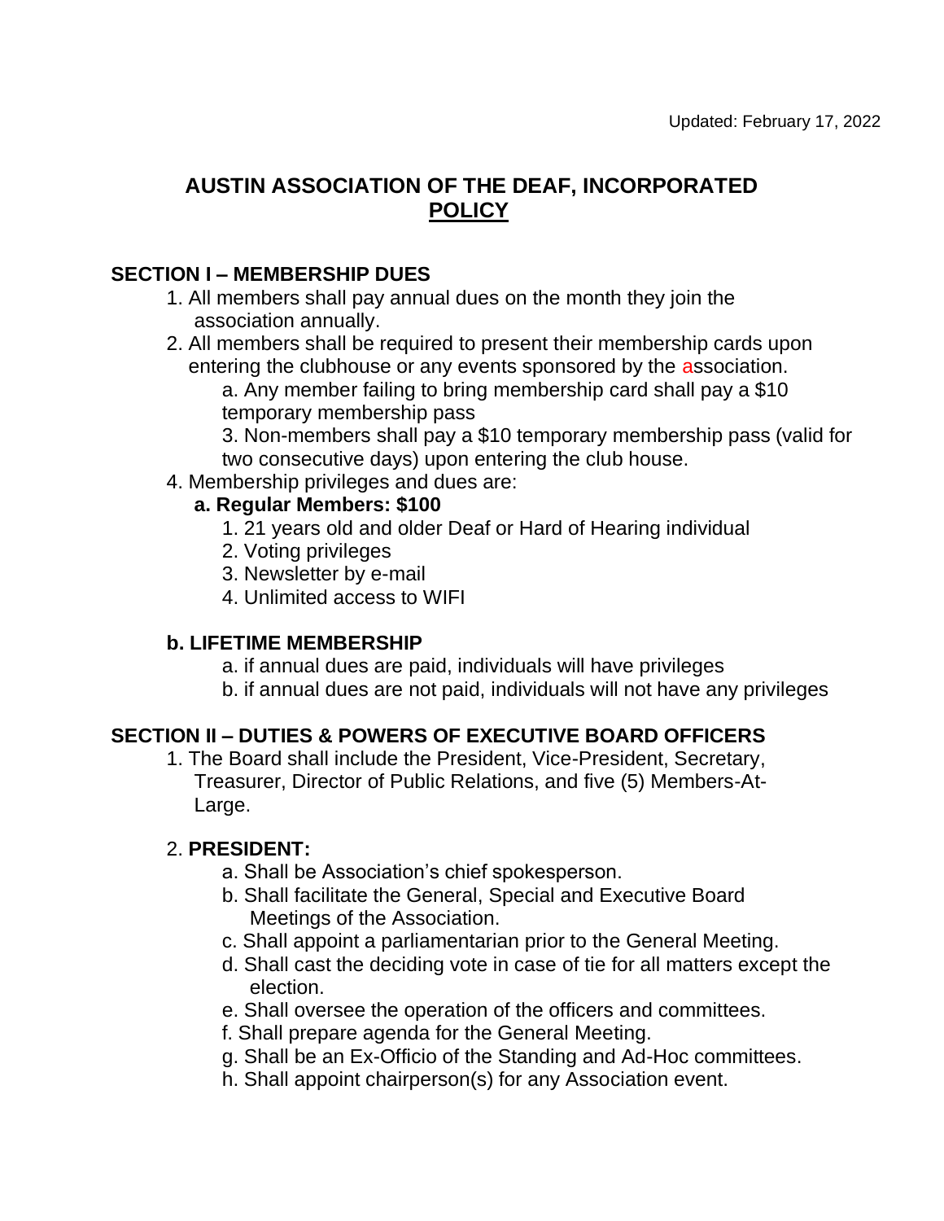Updated: February 17, 2022

# AUSTIN ASSOCIATION OF THE DEAF, INCORPORATED

## POLICY

### SECTION I – MEMBERSHIP DUES

1. All members shall pay annual dues on the month they join the association annually.
2. All members shall be required to present their membership cards upon entering the clubhouse or any events sponsored by the association.
   a. Any member failing to bring membership card shall pay a $10 temporary membership pass
   3. Non-members shall pay a $10 temporary membership pass (valid for two consecutive days) upon entering the club house.
4. Membership privileges and dues are:
   **a. Regular Members: $100**
      1. 21 years old and older Deaf or Hard of Hearing individual
      2. Voting privileges
      3. Newsletter by e-mail
      4. Unlimited access to WIFI

   **b. LIFETIME MEMBERSHIP**
      a. if annual dues are paid, individuals will have privileges
      b. if annual dues are not paid, individuals will not have any privileges

### SECTION II – DUTIES & POWERS OF EXECUTIVE BOARD OFFICERS

1. The Board shall include the President, Vice-President, Secretary, Treasurer, Director of Public Relations, and five (5) Members-At-Large.

2. **PRESIDENT:**
   a. Shall be Association's chief spokesperson.
   b. Shall facilitate the General, Special and Executive Board Meetings of the Association.
   c. Shall appoint a parliamentarian prior to the General Meeting.
   d. Shall cast the deciding vote in case of tie for all matters except the election.
   e. Shall oversee the operation of the officers and committees.
   f. Shall prepare agenda for the General Meeting.
   g. Shall be an Ex-Officio of the Standing and Ad-Hoc committees.
   h. Shall appoint chairperson(s) for any Association event.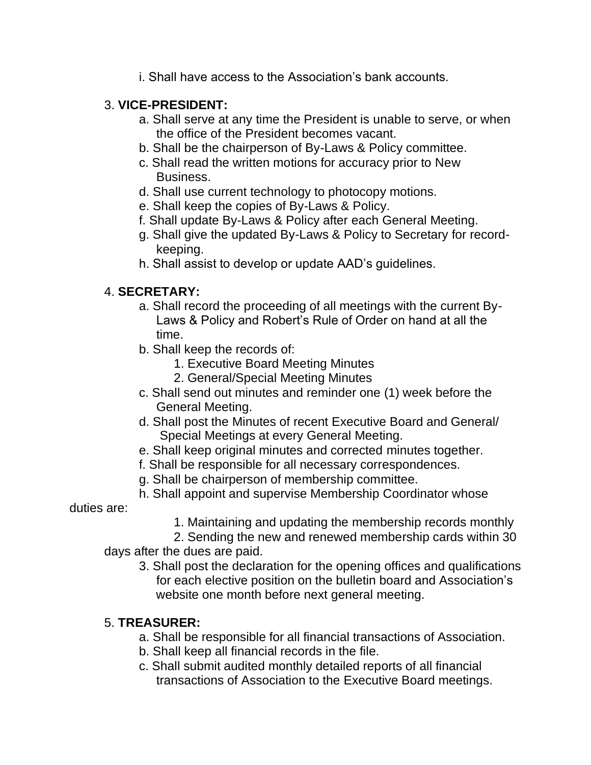i. Shall have access to the Association's bank accounts.

3. **VICE-PRESIDENT:**
   - a. Shall serve at any time the President is unable to serve, or when the office of the President becomes vacant.
   - b. Shall be the chairperson of By-Laws & Policy committee.
   - c. Shall read the written motions for accuracy prior to New Business.
   - d. Shall use current technology to photocopy motions.
   - e. Shall keep the copies of By-Laws & Policy.
   - f. Shall update By-Laws & Policy after each General Meeting.
   - g. Shall give the updated By-Laws & Policy to Secretary for record-keeping.
   - h. Shall assist to develop or update AAD's guidelines.

4. **SECRETARY:**
   - a. Shall record the proceeding of all meetings with the current By-Laws & Policy and Robert's Rule of Order on hand at all the time.
   - b. Shall keep the records of:
     1. Executive Board Meeting Minutes
     2. General/Special Meeting Minutes
   - c. Shall send out minutes and reminder one (1) week before the General Meeting.
   - d. Shall post the Minutes of recent Executive Board and General/ Special Meetings at every General Meeting.
   - e. Shall keep original minutes and corrected minutes together.
   - f. Shall be responsible for all necessary correspondences.
   - g. Shall be chairperson of membership committee.
   - h. Shall appoint and supervise Membership Coordinator whose duties are:
     1. Maintaining and updating the membership records monthly
     2. Sending the new and renewed membership cards within 30 days after the dues are paid.
     3. Shall post the declaration for the opening offices and qualifications for each elective position on the bulletin board and Association's website one month before next general meeting.

5. **TREASURER:**
   - a. Shall be responsible for all financial transactions of Association.
   - b. Shall keep all financial records in the file.
   - c. Shall submit audited monthly detailed reports of all financial transactions of Association to the Executive Board meetings.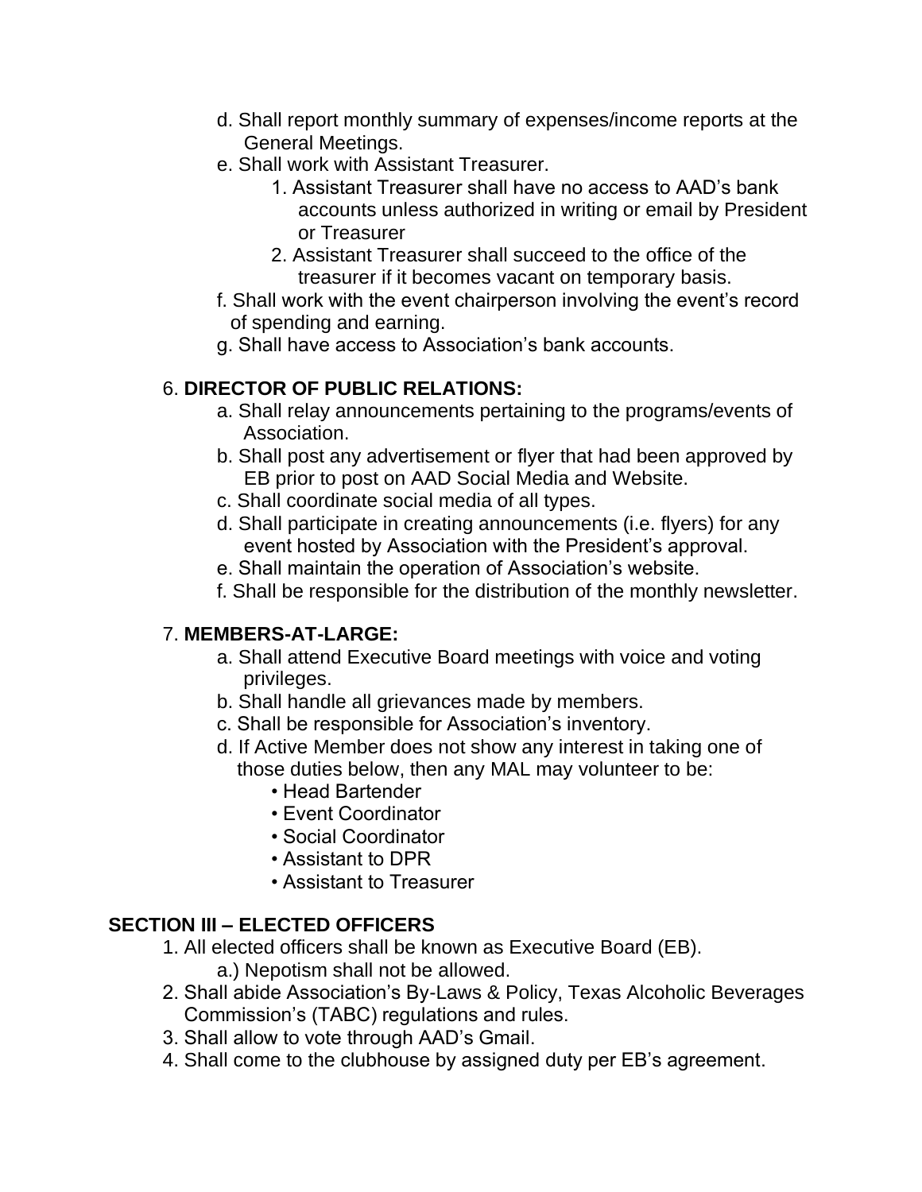d. Shall report monthly summary of expenses/income reports at the General Meetings.

e. Shall work with Assistant Treasurer.

1. Assistant Treasurer shall have no access to AAD's bank accounts unless authorized in writing or email by President or Treasurer
2. Assistant Treasurer shall succeed to the office of the treasurer if it becomes vacant on temporary basis.

f. Shall work with the event chairperson involving the event's record of spending and earning.

g. Shall have access to Association's bank accounts.

6. **DIRECTOR OF PUBLIC RELATIONS:**

a. Shall relay announcements pertaining to the programs/events of Association.

b. Shall post any advertisement or flyer that had been approved by EB prior to post on AAD Social Media and Website.

c. Shall coordinate social media of all types.

d. Shall participate in creating announcements (i.e. flyers) for any event hosted by Association with the President's approval.

e. Shall maintain the operation of Association's website.

f. Shall be responsible for the distribution of the monthly newsletter.

7. **MEMBERS-AT-LARGE:**

a. Shall attend Executive Board meetings with voice and voting privileges.

b. Shall handle all grievances made by members.

c. Shall be responsible for Association's inventory.

d. If Active Member does not show any interest in taking one of those duties below, then any MAL may volunteer to be:

- Head Bartender
- Event Coordinator
- Social Coordinator
- Assistant to DPR
- Assistant to Treasurer

## SECTION III – ELECTED OFFICERS

1. All elected officers shall be known as Executive Board (EB).
   a.) Nepotism shall not be allowed.
2. Shall abide Association's By-Laws & Policy, Texas Alcoholic Beverages Commission's (TABC) regulations and rules.
3. Shall allow to vote through AAD's Gmail.
4. Shall come to the clubhouse by assigned duty per EB's agreement.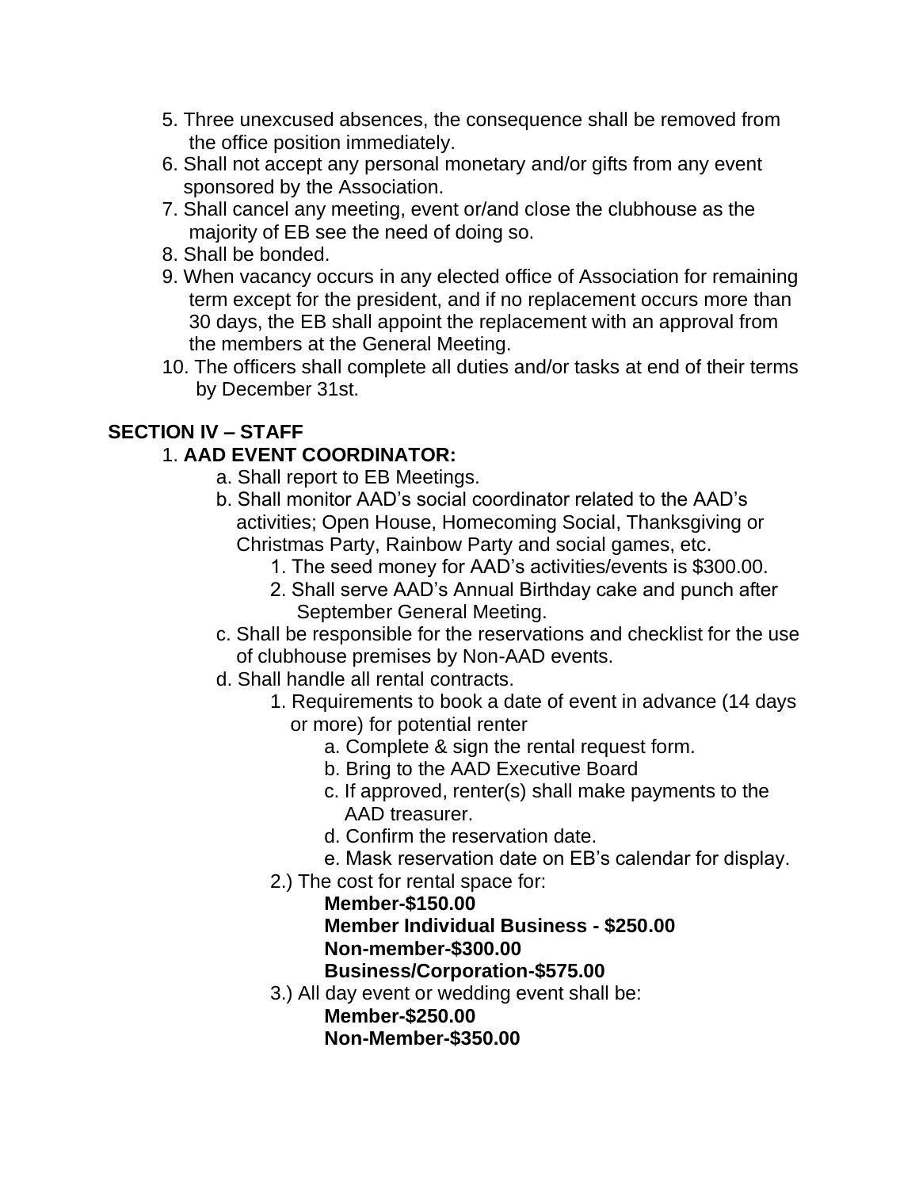5. Three unexcused absences, the consequence shall be removed from the office position immediately.
6. Shall not accept any personal monetary and/or gifts from any event sponsored by the Association.
7. Shall cancel any meeting, event or/and close the clubhouse as the majority of EB see the need of doing so.
8. Shall be bonded.
9. When vacancy occurs in any elected office of Association for remaining term except for the president, and if no replacement occurs more than 30 days, the EB shall appoint the replacement with an approval from the members at the General Meeting.
10. The officers shall complete all duties and/or tasks at end of their terms by December 31st.

## SECTION IV – STAFF

1. **AAD EVENT COORDINATOR:**
   - a. Shall report to EB Meetings.
   - b. Shall monitor AAD's social coordinator related to the AAD's activities; Open House, Homecoming Social, Thanksgiving or Christmas Party, Rainbow Party and social games, etc.
     1. The seed money for AAD's activities/events is $300.00.
     2. Shall serve AAD's Annual Birthday cake and punch after September General Meeting.
   - c. Shall be responsible for the reservations and checklist for the use of clubhouse premises by Non-AAD events.
   - d. Shall handle all rental contracts.
     1. Requirements to book a date of event in advance (14 days or more) for potential renter
        - a. Complete & sign the rental request form.
        - b. Bring to the AAD Executive Board
        - c. If approved, renter(s) shall make payments to the AAD treasurer.
        - d. Confirm the reservation date.
        - e. Mask reservation date on EB's calendar for display.

     2.) The cost for rental space for:

        **Member-$150.00**
        **Member Individual Business - $250.00**
        **Non-member-$300.00**
        **Business/Corporation-$575.00**

     3.) All day event or wedding event shall be:

        **Member-$250.00**
        **Non-Member-$350.00**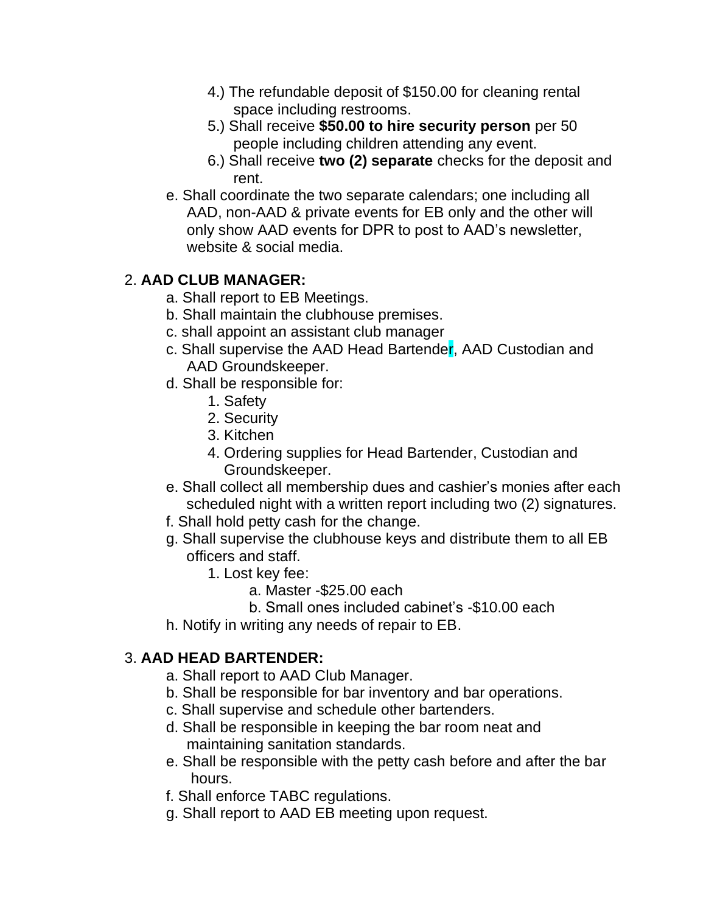4.) The refundable deposit of $150.00 for cleaning rental space including restrooms.

5.) Shall receive **$50.00 to hire security person** per 50 people including children attending any event.

6.) Shall receive **two (2) separate** checks for the deposit and rent.

e. Shall coordinate the two separate calendars; one including all AAD, non-AAD & private events for EB only and the other will only show AAD events for DPR to post to AAD's newsletter, website & social media.

2. **AAD CLUB MANAGER:**

a. Shall report to EB Meetings.

b. Shall maintain the clubhouse premises.

c. shall appoint an assistant club manager

c. Shall supervise the AAD Head Bartender, AAD Custodian and AAD Groundskeeper.

d. Shall be responsible for:

1. Safety
2. Security
3. Kitchen
4. Ordering supplies for Head Bartender, Custodian and Groundskeeper.

e. Shall collect all membership dues and cashier's monies after each scheduled night with a written report including two (2) signatures.

f. Shall hold petty cash for the change.

g. Shall supervise the clubhouse keys and distribute them to all EB officers and staff.

1. Lost key fee:

a. Master -$25.00 each

b. Small ones included cabinet's -$10.00 each

h. Notify in writing any needs of repair to EB.

3. **AAD HEAD BARTENDER:**

a. Shall report to AAD Club Manager.

b. Shall be responsible for bar inventory and bar operations.

c. Shall supervise and schedule other bartenders.

d. Shall be responsible in keeping the bar room neat and maintaining sanitation standards.

e. Shall be responsible with the petty cash before and after the bar hours.

f. Shall enforce TABC regulations.

g. Shall report to AAD EB meeting upon request.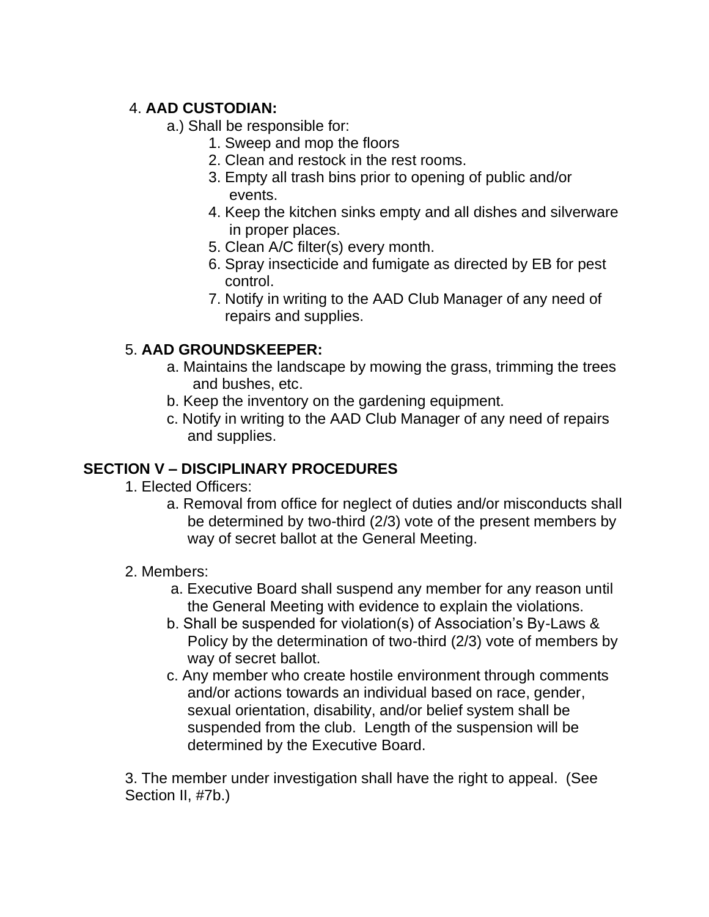4. **AAD CUSTODIAN:**

a.) Shall be responsible for:

1. Sweep and mop the floors
2. Clean and restock in the rest rooms.
3. Empty all trash bins prior to opening of public and/or events.
4. Keep the kitchen sinks empty and all dishes and silverware in proper places.
5. Clean A/C filter(s) every month.
6. Spray insecticide and fumigate as directed by EB for pest control.
7. Notify in writing to the AAD Club Manager of any need of repairs and supplies.

5. **AAD GROUNDSKEEPER:**

a. Maintains the landscape by mowing the grass, trimming the trees and bushes, etc.

b. Keep the inventory on the gardening equipment.

c. Notify in writing to the AAD Club Manager of any need of repairs and supplies.

## SECTION V – DISCIPLINARY PROCEDURES

1. Elected Officers:

a. Removal from office for neglect of duties and/or misconducts shall be determined by two-third (2/3) vote of the present members by way of secret ballot at the General Meeting.

2. Members:

a. Executive Board shall suspend any member for any reason until the General Meeting with evidence to explain the violations.

b. Shall be suspended for violation(s) of Association's By-Laws & Policy by the determination of two-third (2/3) vote of members by way of secret ballot.

c. Any member who create hostile environment through comments and/or actions towards an individual based on race, gender, sexual orientation, disability, and/or belief system shall be suspended from the club. Length of the suspension will be determined by the Executive Board.

3. The member under investigation shall have the right to appeal. (See Section II, #7b.)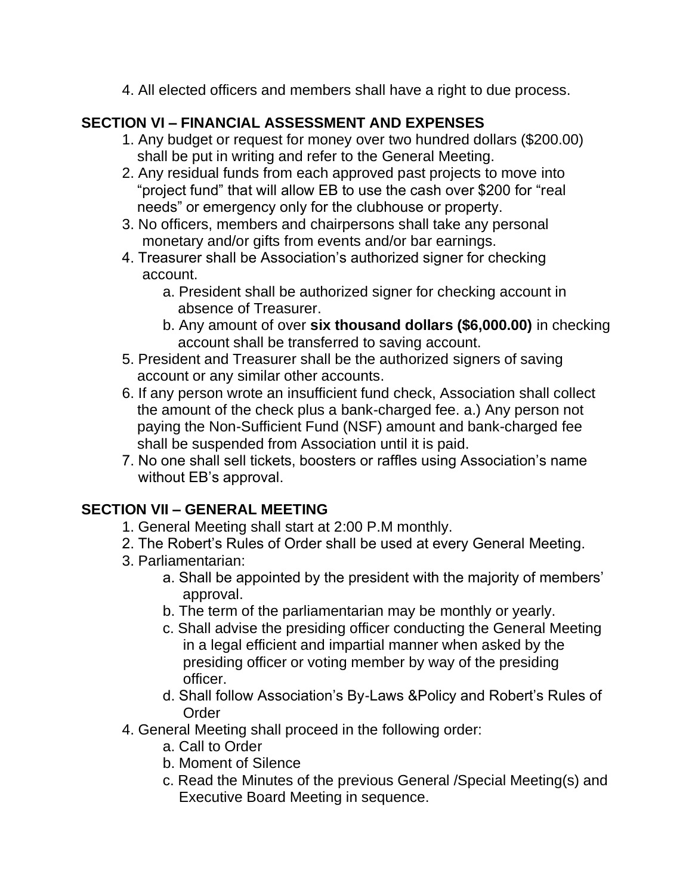4. All elected officers and members shall have a right to due process.

## SECTION VI – FINANCIAL ASSESSMENT AND EXPENSES

1. Any budget or request for money over two hundred dollars ($200.00) shall be put in writing and refer to the General Meeting.
2. Any residual funds from each approved past projects to move into "project fund" that will allow EB to use the cash over $200 for "real needs" or emergency only for the clubhouse or property.
3. No officers, members and chairpersons shall take any personal monetary and/or gifts from events and/or bar earnings.
4. Treasurer shall be Association's authorized signer for checking account.
   - a. President shall be authorized signer for checking account in absence of Treasurer.
   - b. Any amount of over **six thousand dollars ($6,000.00)** in checking account shall be transferred to saving account.
5. President and Treasurer shall be the authorized signers of saving account or any similar other accounts.
6. If any person wrote an insufficient fund check, Association shall collect the amount of the check plus a bank-charged fee. a.) Any person not paying the Non-Sufficient Fund (NSF) amount and bank-charged fee shall be suspended from Association until it is paid.
7. No one shall sell tickets, boosters or raffles using Association's name without EB's approval.

## SECTION VII – GENERAL MEETING

1. General Meeting shall start at 2:00 P.M monthly.
2. The Robert's Rules of Order shall be used at every General Meeting.
3. Parliamentarian:
   - a. Shall be appointed by the president with the majority of members' approval.
   - b. The term of the parliamentarian may be monthly or yearly.
   - c. Shall advise the presiding officer conducting the General Meeting in a legal efficient and impartial manner when asked by the presiding officer or voting member by way of the presiding officer.
   - d. Shall follow Association's By-Laws &Policy and Robert's Rules of Order
4. General Meeting shall proceed in the following order:
   - a. Call to Order
   - b. Moment of Silence
   - c. Read the Minutes of the previous General /Special Meeting(s) and Executive Board Meeting in sequence.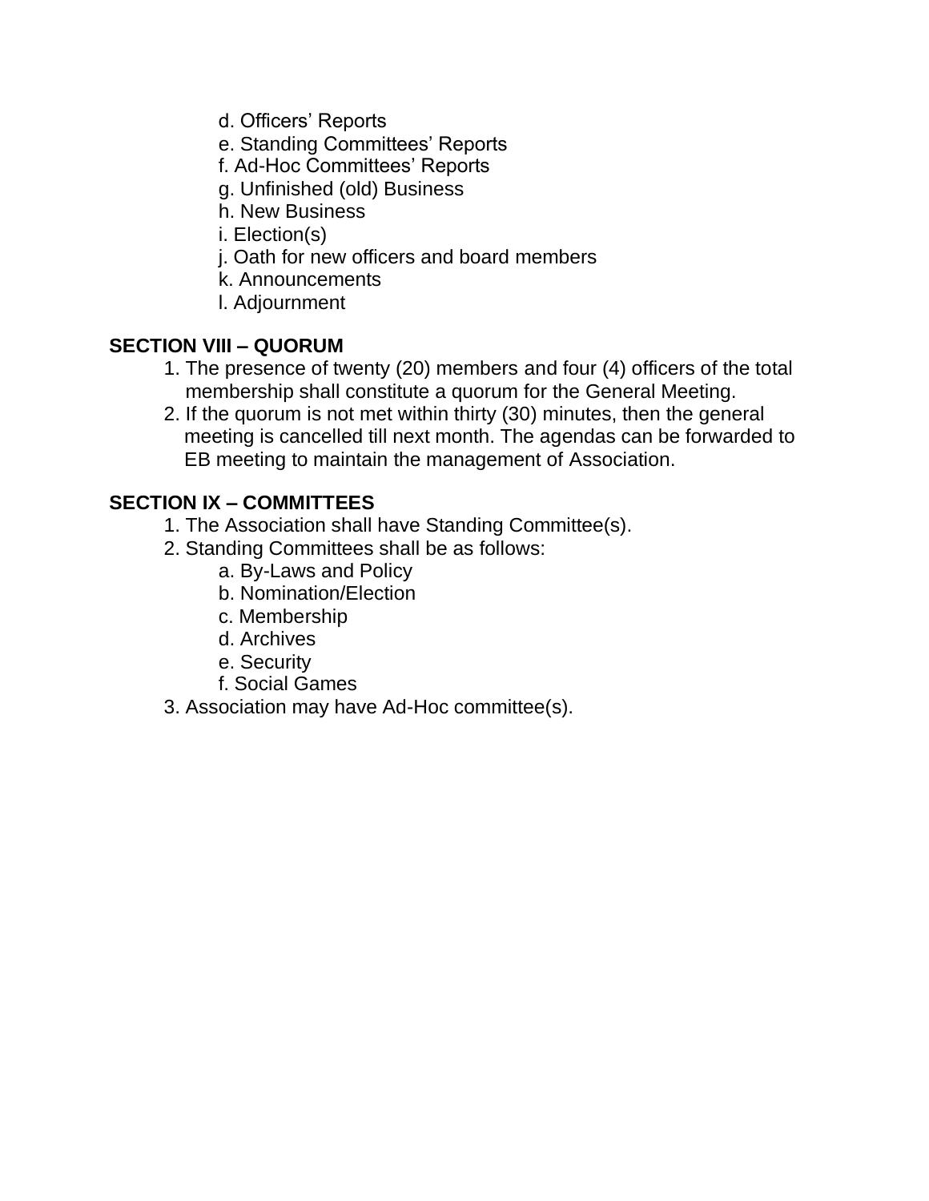d. Officers' Reports
e. Standing Committees' Reports
f. Ad-Hoc Committees' Reports
g. Unfinished (old) Business
h. New Business
i. Election(s)
j. Oath for new officers and board members
k. Announcements
l. Adjournment

**SECTION VIII – QUORUM**

1. The presence of twenty (20) members and four (4) officers of the total membership shall constitute a quorum for the General Meeting.
2. If the quorum is not met within thirty (30) minutes, then the general meeting is cancelled till next month. The agendas can be forwarded to EB meeting to maintain the management of Association.

**SECTION IX – COMMITTEES**

1. The Association shall have Standing Committee(s).
2. Standing Committees shall be as follows:
   a. By-Laws and Policy
   b. Nomination/Election
   c. Membership
   d. Archives
   e. Security
   f. Social Games
3. Association may have Ad-Hoc committee(s).